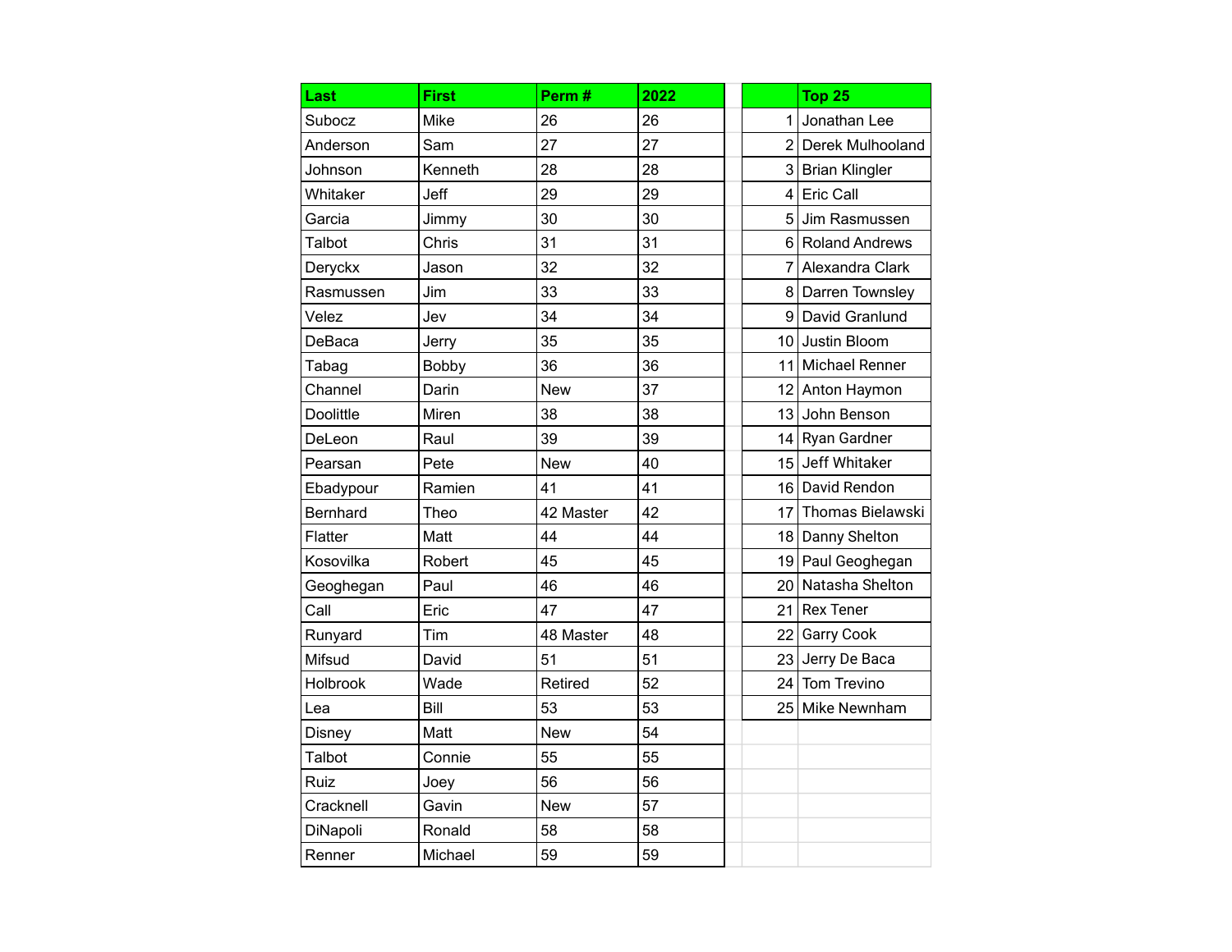| Last | First | Perm # | 2022 |
|---|---|---|---|
| Subocz | Mike | 26 | 26 |
| Anderson | Sam | 27 | 27 |
| Johnson | Kenneth | 28 | 28 |
| Whitaker | Jeff | 29 | 29 |
| Garcia | Jimmy | 30 | 30 |
| Talbot | Chris | 31 | 31 |
| Deryckx | Jason | 32 | 32 |
| Rasmussen | Jim | 33 | 33 |
| Velez | Jev | 34 | 34 |
| DeBaca | Jerry | 35 | 35 |
| Tabag | Bobby | 36 | 36 |
| Channel | Darin | New | 37 |
| Doolittle | Miren | 38 | 38 |
| DeLeon | Raul | 39 | 39 |
| Pearsan | Pete | New | 40 |
| Ebadypour | Ramien | 41 | 41 |
| Bernhard | Theo | 42 Master | 42 |
| Flatter | Matt | 44 | 44 |
| Kosovilka | Robert | 45 | 45 |
| Geoghegan | Paul | 46 | 46 |
| Call | Eric | 47 | 47 |
| Runyard | Tim | 48 Master | 48 |
| Mifsud | David | 51 | 51 |
| Holbrook | Wade | Retired | 52 |
| Lea | Bill | 53 | 53 |
| Disney | Matt | New | 54 |
| Talbot | Connie | 55 | 55 |
| Ruiz | Joey | 56 | 56 |
| Cracknell | Gavin | New | 57 |
| DiNapoli | Ronald | 58 | 58 |
| Renner | Michael | 59 | 59 |

| | Top 25 |
|---|---|
| 1 | Jonathan Lee |
| 2 | Derek Mulhooland |
| 3 | Brian Klingler |
| 4 | Eric Call |
| 5 | Jim Rasmussen |
| 6 | Roland Andrews |
| 7 | Alexandra Clark |
| 8 | Darren Townsley |
| 9 | David Granlund |
| 10 | Justin Bloom |
| 11 | Michael Renner |
| 12 | Anton Haymon |
| 13 | John Benson |
| 14 | Ryan Gardner |
| 15 | Jeff Whitaker |
| 16 | David Rendon |
| 17 | Thomas Bielawski |
| 18 | Danny Shelton |
| 19 | Paul Geoghegan |
| 20 | Natasha Shelton |
| 21 | Rex Tener |
| 22 | Garry Cook |
| 23 | Jerry De Baca |
| 24 | Tom Trevino |
| 25 | Mike Newnham |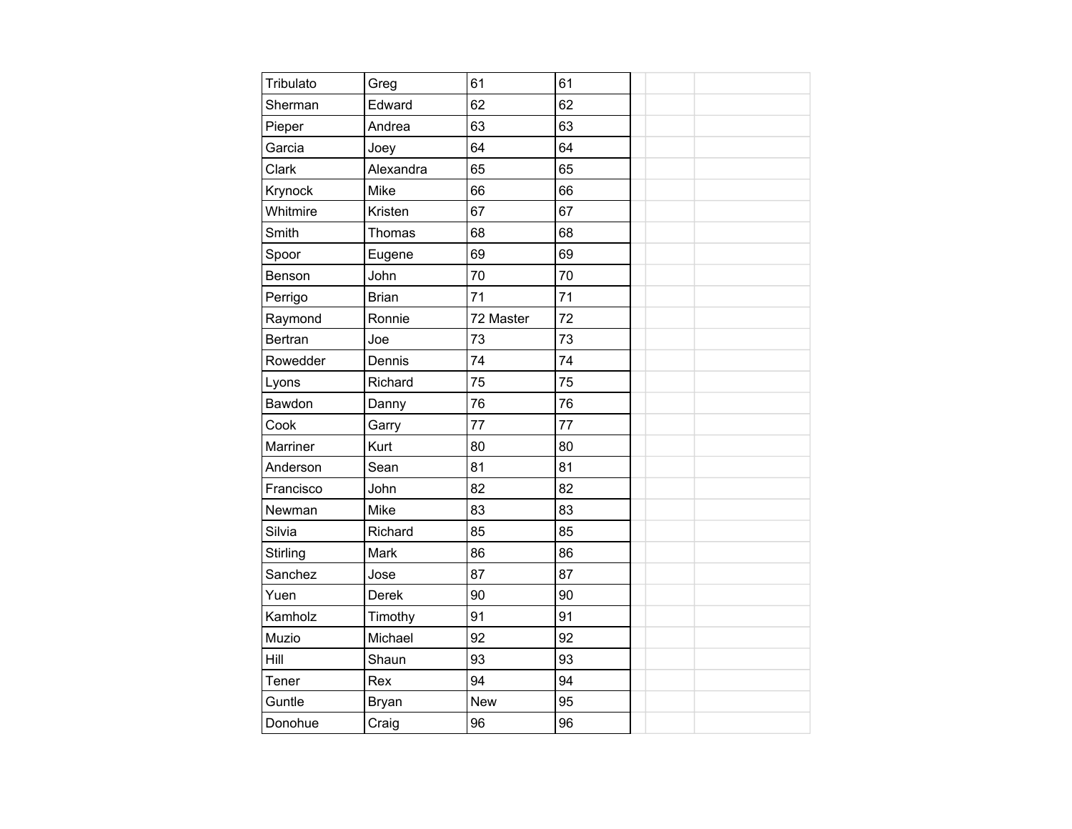| | | | | | |
|---|---|---|---|---|---|
| Tribulato | Greg | 61 | 61 | | |
| Sherman | Edward | 62 | 62 | | |
| Pieper | Andrea | 63 | 63 | | |
| Garcia | Joey | 64 | 64 | | |
| Clark | Alexandra | 65 | 65 | | |
| Krynock | Mike | 66 | 66 | | |
| Whitmire | Kristen | 67 | 67 | | |
| Smith | Thomas | 68 | 68 | | |
| Spoor | Eugene | 69 | 69 | | |
| Benson | John | 70 | 70 | | |
| Perrigo | Brian | 71 | 71 | | |
| Raymond | Ronnie | 72 Master | 72 | | |
| Bertran | Joe | 73 | 73 | | |
| Rowedder | Dennis | 74 | 74 | | |
| Lyons | Richard | 75 | 75 | | |
| Bawdon | Danny | 76 | 76 | | |
| Cook | Garry | 77 | 77 | | |
| Marriner | Kurt | 80 | 80 | | |
| Anderson | Sean | 81 | 81 | | |
| Francisco | John | 82 | 82 | | |
| Newman | Mike | 83 | 83 | | |
| Silvia | Richard | 85 | 85 | | |
| Stirling | Mark | 86 | 86 | | |
| Sanchez | Jose | 87 | 87 | | |
| Yuen | Derek | 90 | 90 | | |
| Kamholz | Timothy | 91 | 91 | | |
| Muzio | Michael | 92 | 92 | | |
| Hill | Shaun | 93 | 93 | | |
| Tener | Rex | 94 | 94 | | |
| Guntle | Bryan | New | 95 | | |
| Donohue | Craig | 96 | 96 | | |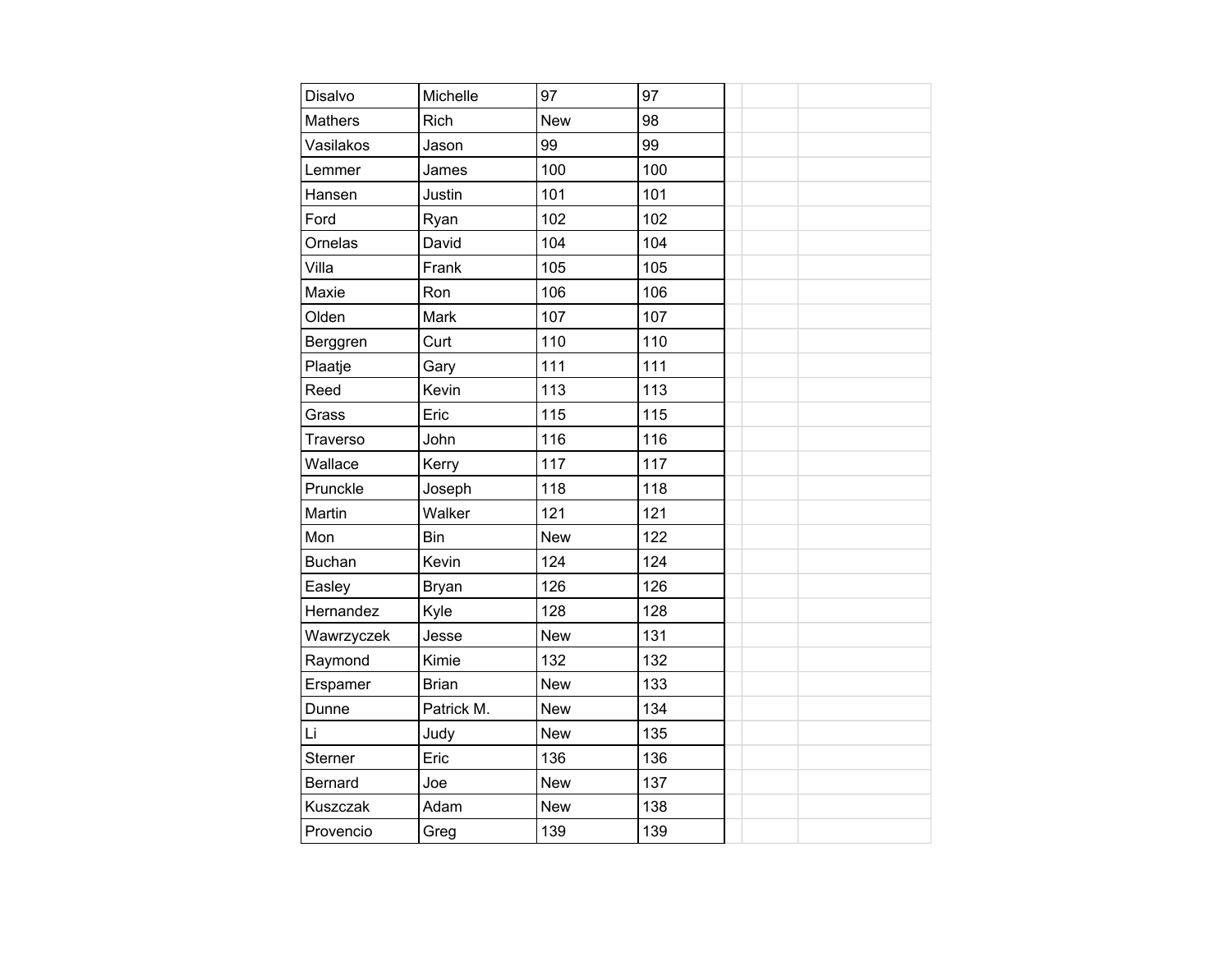| | | | | | |
|---|---|---|---|---|---|
| Disalvo | Michelle | 97 | 97 | | |
| Mathers | Rich | New | 98 | | |
| Vasilakos | Jason | 99 | 99 | | |
| Lemmer | James | 100 | 100 | | |
| Hansen | Justin | 101 | 101 | | |
| Ford | Ryan | 102 | 102 | | |
| Ornelas | David | 104 | 104 | | |
| Villa | Frank | 105 | 105 | | |
| Maxie | Ron | 106 | 106 | | |
| Olden | Mark | 107 | 107 | | |
| Berggren | Curt | 110 | 110 | | |
| Plaatje | Gary | 111 | 111 | | |
| Reed | Kevin | 113 | 113 | | |
| Grass | Eric | 115 | 115 | | |
| Traverso | John | 116 | 116 | | |
| Wallace | Kerry | 117 | 117 | | |
| Prunckle | Joseph | 118 | 118 | | |
| Martin | Walker | 121 | 121 | | |
| Mon | Bin | New | 122 | | |
| Buchan | Kevin | 124 | 124 | | |
| Easley | Bryan | 126 | 126 | | |
| Hernandez | Kyle | 128 | 128 | | |
| Wawrzyczek | Jesse | New | 131 | | |
| Raymond | Kimie | 132 | 132 | | |
| Erspamer | Brian | New | 133 | | |
| Dunne | Patrick M. | New | 134 | | |
| Li | Judy | New | 135 | | |
| Sterner | Eric | 136 | 136 | | |
| Bernard | Joe | New | 137 | | |
| Kuszczak | Adam | New | 138 | | |
| Provencio | Greg | 139 | 139 | | |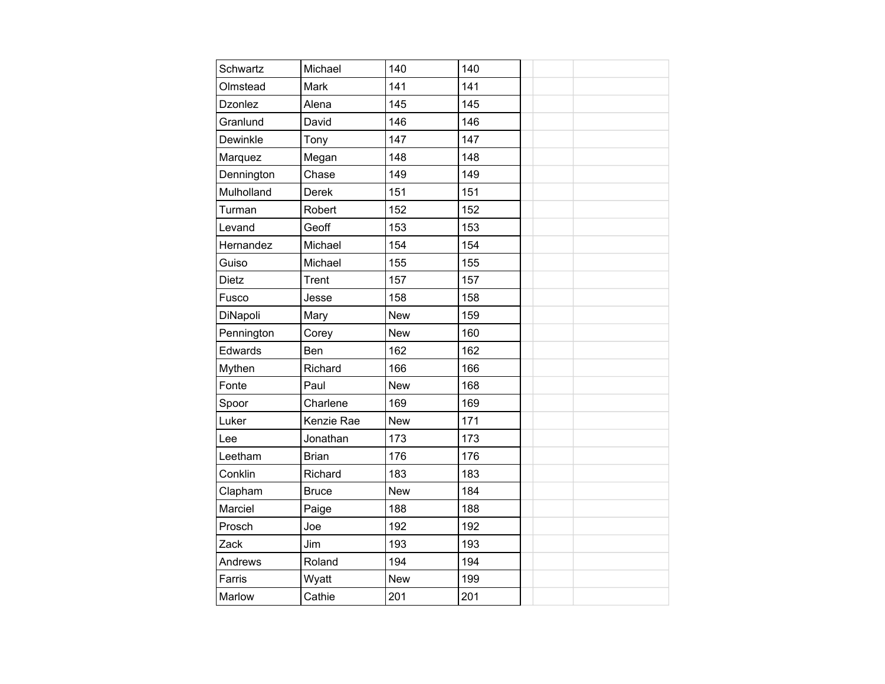| | | | |
|---|---|---|---|
| Schwartz | Michael | 140 | 140 |
| Olmstead | Mark | 141 | 141 |
| Dzonlez | Alena | 145 | 145 |
| Granlund | David | 146 | 146 |
| Dewinkle | Tony | 147 | 147 |
| Marquez | Megan | 148 | 148 |
| Dennington | Chase | 149 | 149 |
| Mulholland | Derek | 151 | 151 |
| Turman | Robert | 152 | 152 |
| Levand | Geoff | 153 | 153 |
| Hernandez | Michael | 154 | 154 |
| Guiso | Michael | 155 | 155 |
| Dietz | Trent | 157 | 157 |
| Fusco | Jesse | 158 | 158 |
| DiNapoli | Mary | New | 159 |
| Pennington | Corey | New | 160 |
| Edwards | Ben | 162 | 162 |
| Mythen | Richard | 166 | 166 |
| Fonte | Paul | New | 168 |
| Spoor | Charlene | 169 | 169 |
| Luker | Kenzie Rae | New | 171 |
| Lee | Jonathan | 173 | 173 |
| Leetham | Brian | 176 | 176 |
| Conklin | Richard | 183 | 183 |
| Clapham | Bruce | New | 184 |
| Marciel | Paige | 188 | 188 |
| Prosch | Joe | 192 | 192 |
| Zack | Jim | 193 | 193 |
| Andrews | Roland | 194 | 194 |
| Farris | Wyatt | New | 199 |
| Marlow | Cathie | 201 | 201 |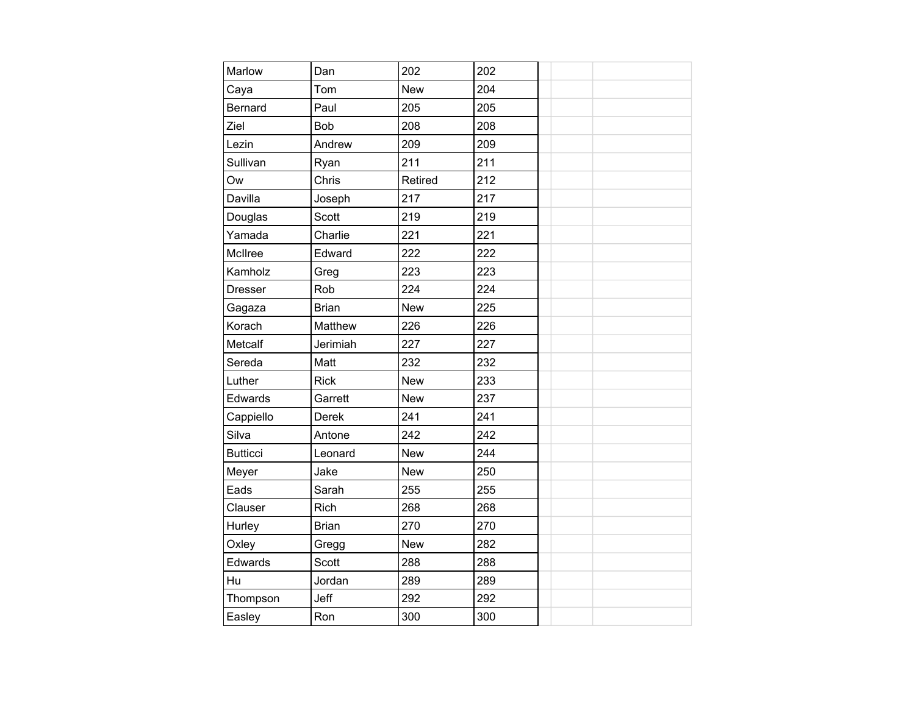| | | | | | |
|---|---|---|---|---|---|
| Marlow | Dan | 202 | 202 | | |
| Caya | Tom | New | 204 | | |
| Bernard | Paul | 205 | 205 | | |
| Ziel | Bob | 208 | 208 | | |
| Lezin | Andrew | 209 | 209 | | |
| Sullivan | Ryan | 211 | 211 | | |
| Ow | Chris | Retired | 212 | | |
| Davilla | Joseph | 217 | 217 | | |
| Douglas | Scott | 219 | 219 | | |
| Yamada | Charlie | 221 | 221 | | |
| McIlree | Edward | 222 | 222 | | |
| Kamholz | Greg | 223 | 223 | | |
| Dresser | Rob | 224 | 224 | | |
| Gagaza | Brian | New | 225 | | |
| Korach | Matthew | 226 | 226 | | |
| Metcalf | Jerimiah | 227 | 227 | | |
| Sereda | Matt | 232 | 232 | | |
| Luther | Rick | New | 233 | | |
| Edwards | Garrett | New | 237 | | |
| Cappiello | Derek | 241 | 241 | | |
| Silva | Antone | 242 | 242 | | |
| Butticci | Leonard | New | 244 | | |
| Meyer | Jake | New | 250 | | |
| Eads | Sarah | 255 | 255 | | |
| Clauser | Rich | 268 | 268 | | |
| Hurley | Brian | 270 | 270 | | |
| Oxley | Gregg | New | 282 | | |
| Edwards | Scott | 288 | 288 | | |
| Hu | Jordan | 289 | 289 | | |
| Thompson | Jeff | 292 | 292 | | |
| Easley | Ron | 300 | 300 | | |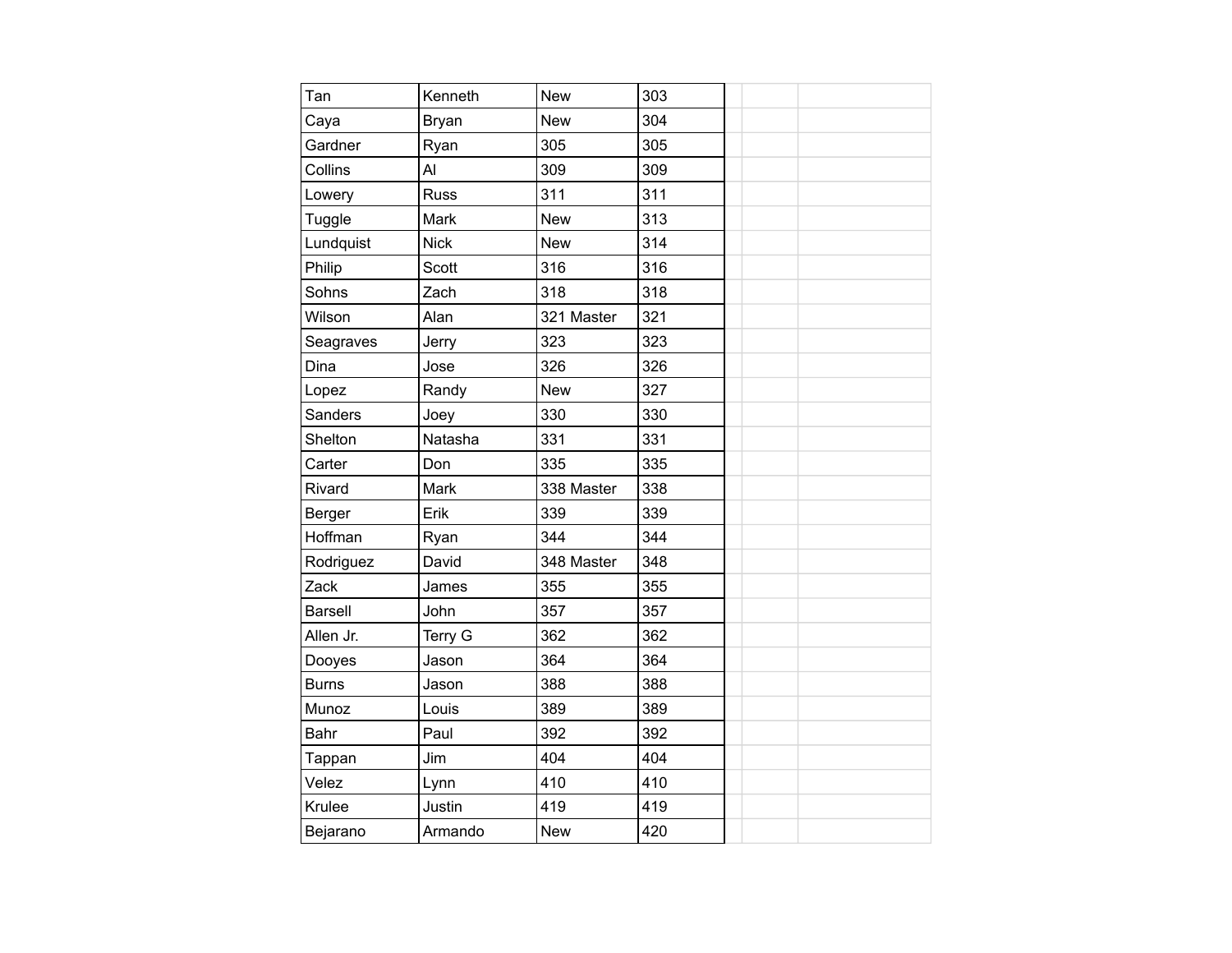| | | | | | |
|---|---|---|---|---|---|
| Tan | Kenneth | New | 303 | | |
| Caya | Bryan | New | 304 | | |
| Gardner | Ryan | 305 | 305 | | |
| Collins | Al | 309 | 309 | | |
| Lowery | Russ | 311 | 311 | | |
| Tuggle | Mark | New | 313 | | |
| Lundquist | Nick | New | 314 | | |
| Philip | Scott | 316 | 316 | | |
| Sohns | Zach | 318 | 318 | | |
| Wilson | Alan | 321 Master | 321 | | |
| Seagraves | Jerry | 323 | 323 | | |
| Dina | Jose | 326 | 326 | | |
| Lopez | Randy | New | 327 | | |
| Sanders | Joey | 330 | 330 | | |
| Shelton | Natasha | 331 | 331 | | |
| Carter | Don | 335 | 335 | | |
| Rivard | Mark | 338 Master | 338 | | |
| Berger | Erik | 339 | 339 | | |
| Hoffman | Ryan | 344 | 344 | | |
| Rodriguez | David | 348 Master | 348 | | |
| Zack | James | 355 | 355 | | |
| Barsell | John | 357 | 357 | | |
| Allen Jr. | Terry G | 362 | 362 | | |
| Dooyes | Jason | 364 | 364 | | |
| Burns | Jason | 388 | 388 | | |
| Munoz | Louis | 389 | 389 | | |
| Bahr | Paul | 392 | 392 | | |
| Tappan | Jim | 404 | 404 | | |
| Velez | Lynn | 410 | 410 | | |
| Krulee | Justin | 419 | 419 | | |
| Bejarano | Armando | New | 420 | | |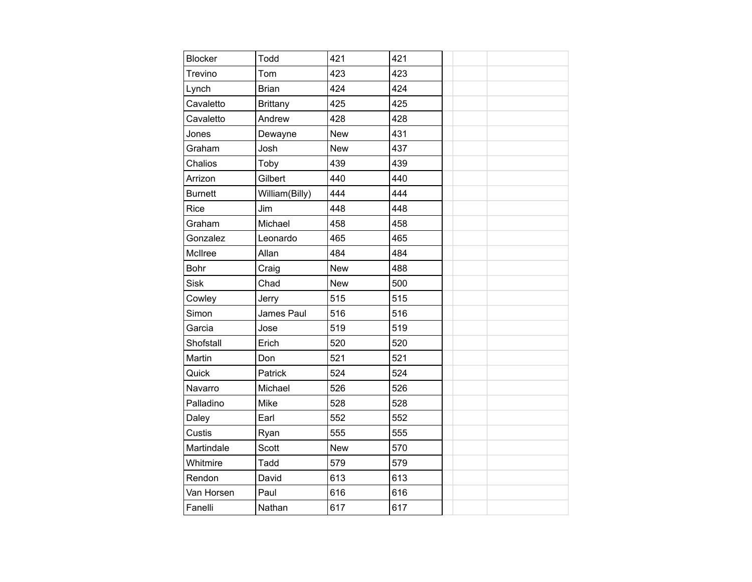| | | | |
|---|---|---|---|
| Blocker | Todd | 421 | 421 |
| Trevino | Tom | 423 | 423 |
| Lynch | Brian | 424 | 424 |
| Cavaletto | Brittany | 425 | 425 |
| Cavaletto | Andrew | 428 | 428 |
| Jones | Dewayne | New | 431 |
| Graham | Josh | New | 437 |
| Chalios | Toby | 439 | 439 |
| Arrizon | Gilbert | 440 | 440 |
| Burnett | William(Billy) | 444 | 444 |
| Rice | Jim | 448 | 448 |
| Graham | Michael | 458 | 458 |
| Gonzalez | Leonardo | 465 | 465 |
| McIlree | Allan | 484 | 484 |
| Bohr | Craig | New | 488 |
| Sisk | Chad | New | 500 |
| Cowley | Jerry | 515 | 515 |
| Simon | James Paul | 516 | 516 |
| Garcia | Jose | 519 | 519 |
| Shofstall | Erich | 520 | 520 |
| Martin | Don | 521 | 521 |
| Quick | Patrick | 524 | 524 |
| Navarro | Michael | 526 | 526 |
| Palladino | Mike | 528 | 528 |
| Daley | Earl | 552 | 552 |
| Custis | Ryan | 555 | 555 |
| Martindale | Scott | New | 570 |
| Whitmire | Tadd | 579 | 579 |
| Rendon | David | 613 | 613 |
| Van Horsen | Paul | 616 | 616 |
| Fanelli | Nathan | 617 | 617 |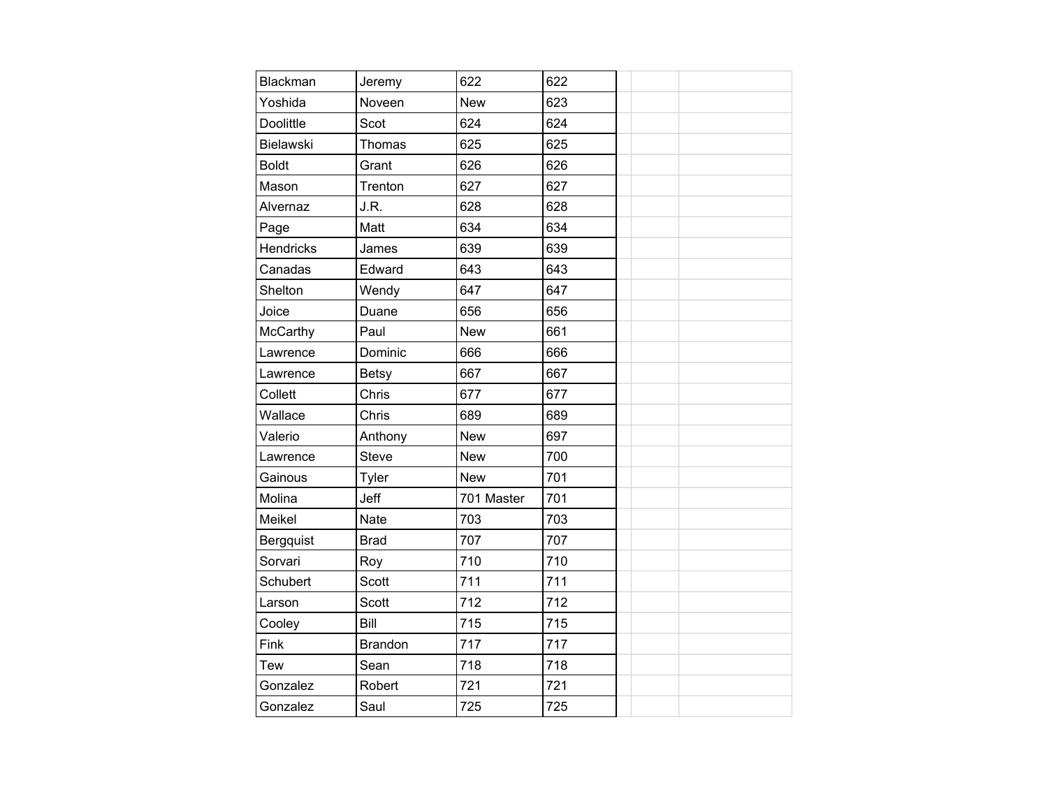| | | | | | |
|---|---|---|---|---|---|
| Blackman | Jeremy | 622 | 622 | | |
| Yoshida | Noveen | New | 623 | | |
| Doolittle | Scot | 624 | 624 | | |
| Bielawski | Thomas | 625 | 625 | | |
| Boldt | Grant | 626 | 626 | | |
| Mason | Trenton | 627 | 627 | | |
| Alvernaz | J.R. | 628 | 628 | | |
| Page | Matt | 634 | 634 | | |
| Hendricks | James | 639 | 639 | | |
| Canadas | Edward | 643 | 643 | | |
| Shelton | Wendy | 647 | 647 | | |
| Joice | Duane | 656 | 656 | | |
| McCarthy | Paul | New | 661 | | |
| Lawrence | Dominic | 666 | 666 | | |
| Lawrence | Betsy | 667 | 667 | | |
| Collett | Chris | 677 | 677 | | |
| Wallace | Chris | 689 | 689 | | |
| Valerio | Anthony | New | 697 | | |
| Lawrence | Steve | New | 700 | | |
| Gainous | Tyler | New | 701 | | |
| Molina | Jeff | 701 Master | 701 | | |
| Meikel | Nate | 703 | 703 | | |
| Bergquist | Brad | 707 | 707 | | |
| Sorvari | Roy | 710 | 710 | | |
| Schubert | Scott | 711 | 711 | | |
| Larson | Scott | 712 | 712 | | |
| Cooley | Bill | 715 | 715 | | |
| Fink | Brandon | 717 | 717 | | |
| Tew | Sean | 718 | 718 | | |
| Gonzalez | Robert | 721 | 721 | | |
| Gonzalez | Saul | 725 | 725 | | |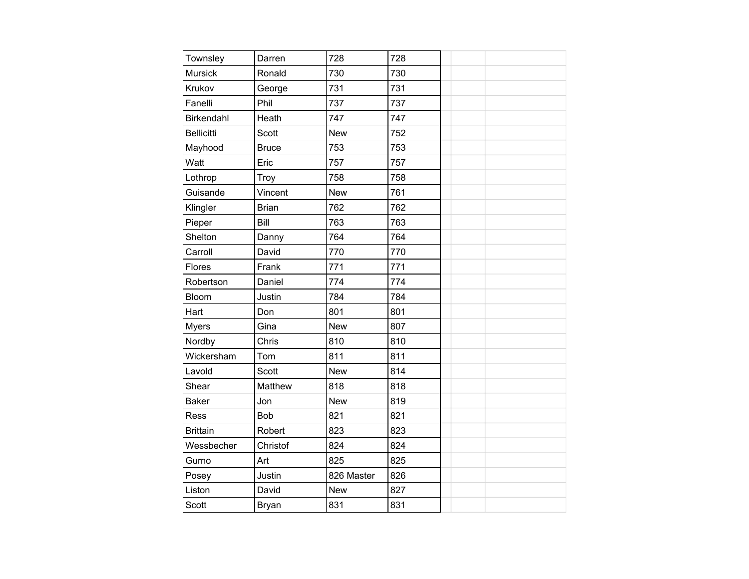| | | | | | |
|---|---|---|---|---|---|
| Townsley | Darren | 728 | 728 | | |
| Mursick | Ronald | 730 | 730 | | |
| Krukov | George | 731 | 731 | | |
| Fanelli | Phil | 737 | 737 | | |
| Birkendahl | Heath | 747 | 747 | | |
| Bellicitti | Scott | New | 752 | | |
| Mayhood | Bruce | 753 | 753 | | |
| Watt | Eric | 757 | 757 | | |
| Lothrop | Troy | 758 | 758 | | |
| Guisande | Vincent | New | 761 | | |
| Klingler | Brian | 762 | 762 | | |
| Pieper | Bill | 763 | 763 | | |
| Shelton | Danny | 764 | 764 | | |
| Carroll | David | 770 | 770 | | |
| Flores | Frank | 771 | 771 | | |
| Robertson | Daniel | 774 | 774 | | |
| Bloom | Justin | 784 | 784 | | |
| Hart | Don | 801 | 801 | | |
| Myers | Gina | New | 807 | | |
| Nordby | Chris | 810 | 810 | | |
| Wickersham | Tom | 811 | 811 | | |
| Lavold | Scott | New | 814 | | |
| Shear | Matthew | 818 | 818 | | |
| Baker | Jon | New | 819 | | |
| Ress | Bob | 821 | 821 | | |
| Brittain | Robert | 823 | 823 | | |
| Wessbecher | Christof | 824 | 824 | | |
| Gurno | Art | 825 | 825 | | |
| Posey | Justin | 826 Master | 826 | | |
| Liston | David | New | 827 | | |
| Scott | Bryan | 831 | 831 | | |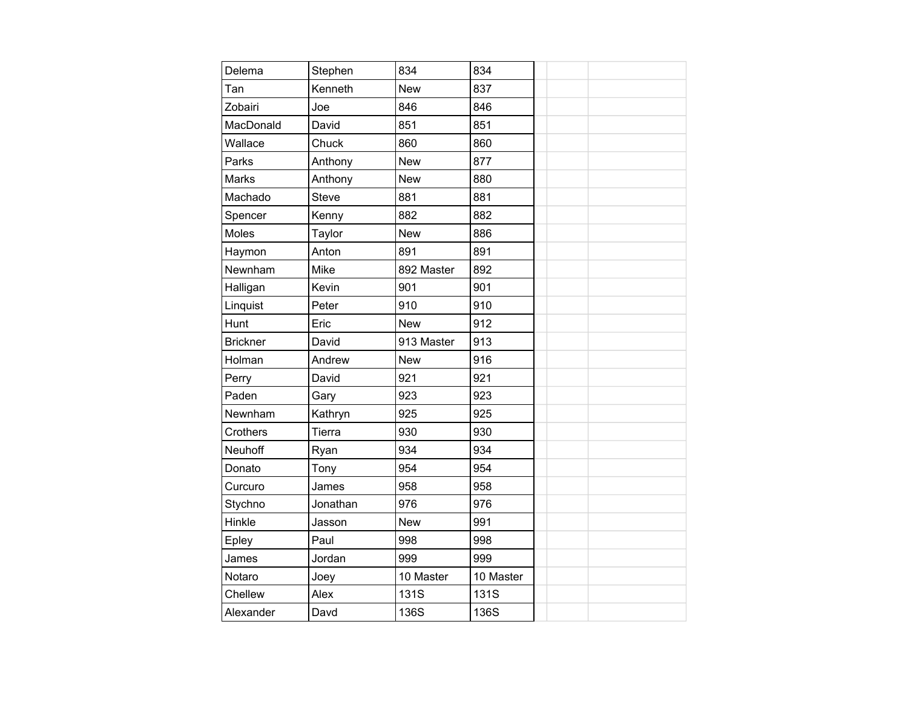| Delema | Stephen | 834 | 834 |
|---|---|---|---|
| Tan | Kenneth | New | 837 |
| Zobairi | Joe | 846 | 846 |
| MacDonald | David | 851 | 851 |
| Wallace | Chuck | 860 | 860 |
| Parks | Anthony | New | 877 |
| Marks | Anthony | New | 880 |
| Machado | Steve | 881 | 881 |
| Spencer | Kenny | 882 | 882 |
| Moles | Taylor | New | 886 |
| Haymon | Anton | 891 | 891 |
| Newnham | Mike | 892 Master | 892 |
| Halligan | Kevin | 901 | 901 |
| Linquist | Peter | 910 | 910 |
| Hunt | Eric | New | 912 |
| Brickner | David | 913 Master | 913 |
| Holman | Andrew | New | 916 |
| Perry | David | 921 | 921 |
| Paden | Gary | 923 | 923 |
| Newnham | Kathryn | 925 | 925 |
| Crothers | Tierra | 930 | 930 |
| Neuhoff | Ryan | 934 | 934 |
| Donato | Tony | 954 | 954 |
| Curcuro | James | 958 | 958 |
| Stychno | Jonathan | 976 | 976 |
| Hinkle | Jasson | New | 991 |
| Epley | Paul | 998 | 998 |
| James | Jordan | 999 | 999 |
| Notaro | Joey | 10 Master | 10 Master |
| Chellew | Alex | 131S | 131S |
| Alexander | Davd | 136S | 136S |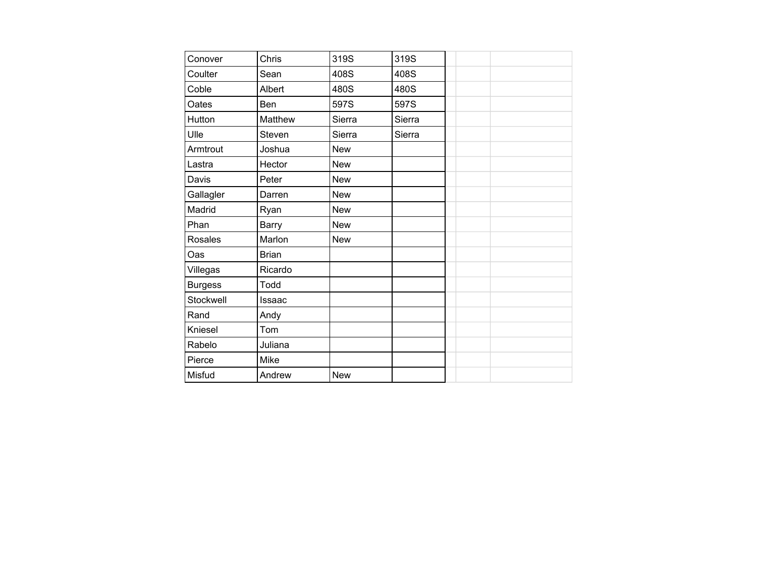| | | | |
|---|---|---|---|
| Conover | Chris | 319S | 319S |
| Coulter | Sean | 408S | 408S |
| Coble | Albert | 480S | 480S |
| Oates | Ben | 597S | 597S |
| Hutton | Matthew | Sierra | Sierra |
| Ulle | Steven | Sierra | Sierra |
| Armtrout | Joshua | New | |
| Lastra | Hector | New | |
| Davis | Peter | New | |
| Gallagler | Darren | New | |
| Madrid | Ryan | New | |
| Phan | Barry | New | |
| Rosales | Marlon | New | |
| Oas | Brian | | |
| Villegas | Ricardo | | |
| Burgess | Todd | | |
| Stockwell | Issaac | | |
| Rand | Andy | | |
| Kniesel | Tom | | |
| Rabelo | Juliana | | |
| Pierce | Mike | | |
| Misfud | Andrew | New | |